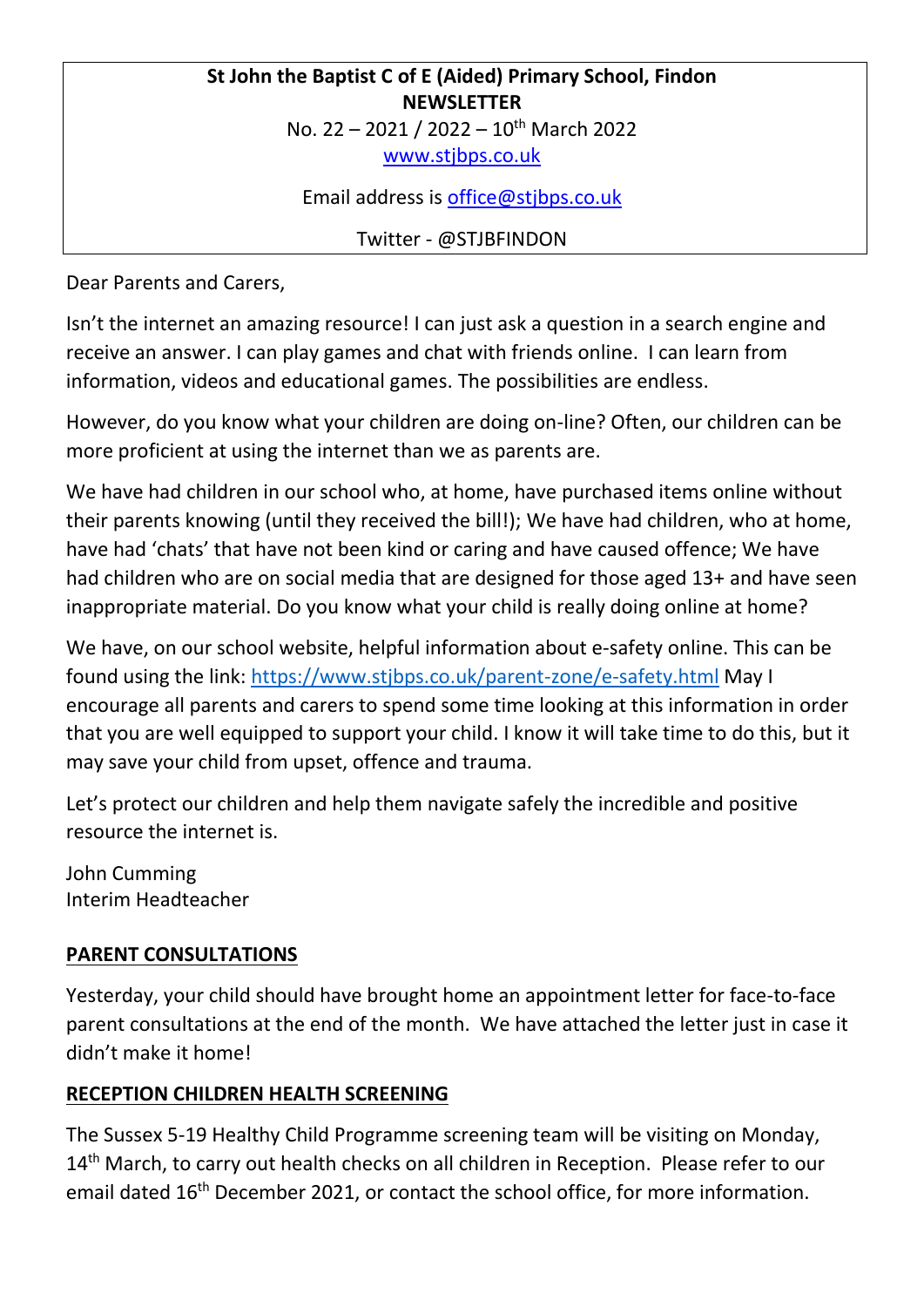**St John the Baptist C of E (Aided) Primary School, Findon**
**NEWSLETTER**
No. 22 – 2021 / 2022 – 10th March 2022
www.stjbps.co.uk

Email address is office@stjbps.co.uk

Twitter - @STJBFINDON

Dear Parents and Carers,

Isn't the internet an amazing resource! I can just ask a question in a search engine and receive an answer. I can play games and chat with friends online. I can learn from information, videos and educational games. The possibilities are endless.

However, do you know what your children are doing on-line? Often, our children can be more proficient at using the internet than we as parents are.

We have had children in our school who, at home, have purchased items online without their parents knowing (until they received the bill!); We have had children, who at home, have had 'chats' that have not been kind or caring and have caused offence; We have had children who are on social media that are designed for those aged 13+ and have seen inappropriate material. Do you know what your child is really doing online at home?

We have, on our school website, helpful information about e-safety online. This can be found using the link: https://www.stjbps.co.uk/parent-zone/e-safety.html May I encourage all parents and carers to spend some time looking at this information in order that you are well equipped to support your child. I know it will take time to do this, but it may save your child from upset, offence and trauma.

Let's protect our children and help them navigate safely the incredible and positive resource the internet is.

John Cumming
Interim Headteacher

## PARENT CONSULTATIONS

Yesterday, your child should have brought home an appointment letter for face-to-face parent consultations at the end of the month. We have attached the letter just in case it didn't make it home!

## RECEPTION CHILDREN HEALTH SCREENING

The Sussex 5-19 Healthy Child Programme screening team will be visiting on Monday, 14th March, to carry out health checks on all children in Reception. Please refer to our email dated 16th December 2021, or contact the school office, for more information.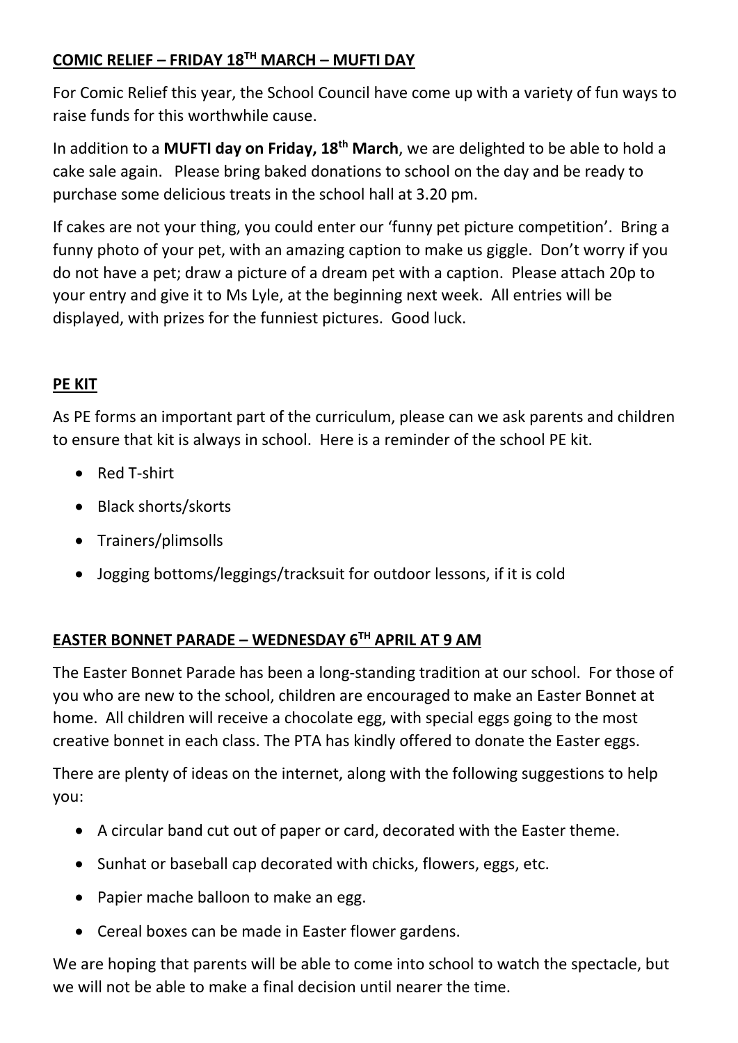## COMIC RELIEF – FRIDAY 18TH MARCH – MUFTI DAY

For Comic Relief this year, the School Council have come up with a variety of fun ways to raise funds for this worthwhile cause.

In addition to a **MUFTI day on Friday, 18th March**, we are delighted to be able to hold a cake sale again. Please bring baked donations to school on the day and be ready to purchase some delicious treats in the school hall at 3.20 pm.

If cakes are not your thing, you could enter our 'funny pet picture competition'. Bring a funny photo of your pet, with an amazing caption to make us giggle. Don't worry if you do not have a pet; draw a picture of a dream pet with a caption. Please attach 20p to your entry and give it to Ms Lyle, at the beginning next week. All entries will be displayed, with prizes for the funniest pictures. Good luck.

## PE KIT

As PE forms an important part of the curriculum, please can we ask parents and children to ensure that kit is always in school. Here is a reminder of the school PE kit.

- Red T-shirt
- Black shorts/skorts
- Trainers/plimsolls
- Jogging bottoms/leggings/tracksuit for outdoor lessons, if it is cold

## EASTER BONNET PARADE – WEDNESDAY 6TH APRIL AT 9 AM

The Easter Bonnet Parade has been a long-standing tradition at our school. For those of you who are new to the school, children are encouraged to make an Easter Bonnet at home. All children will receive a chocolate egg, with special eggs going to the most creative bonnet in each class. The PTA has kindly offered to donate the Easter eggs.

There are plenty of ideas on the internet, along with the following suggestions to help you:

- A circular band cut out of paper or card, decorated with the Easter theme.
- Sunhat or baseball cap decorated with chicks, flowers, eggs, etc.
- Papier mache balloon to make an egg.
- Cereal boxes can be made in Easter flower gardens.

We are hoping that parents will be able to come into school to watch the spectacle, but we will not be able to make a final decision until nearer the time.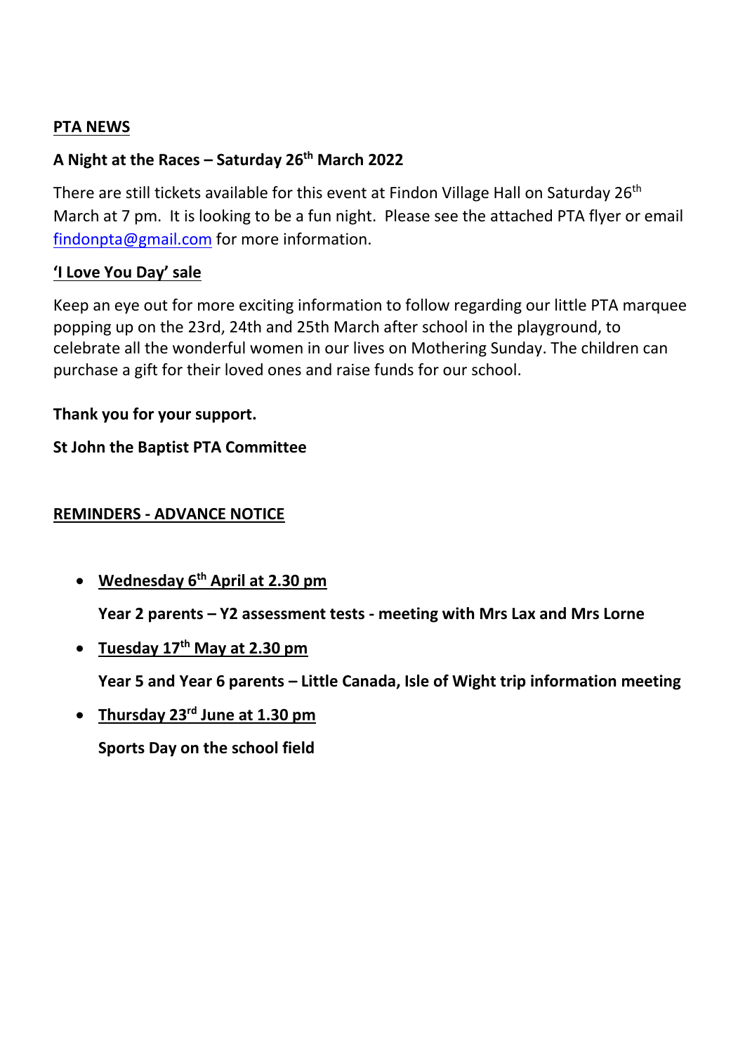**PTA NEWS**

**A Night at the Races – Saturday 26th March 2022**

There are still tickets available for this event at Findon Village Hall on Saturday 26th March at 7 pm. It is looking to be a fun night. Please see the attached PTA flyer or email findonpta@gmail.com for more information.

**'I Love You Day' sale**

Keep an eye out for more exciting information to follow regarding our little PTA marquee popping up on the 23rd, 24th and 25th March after school in the playground, to celebrate all the wonderful women in our lives on Mothering Sunday. The children can purchase a gift for their loved ones and raise funds for our school.

**Thank you for your support.**

**St John the Baptist PTA Committee**

**REMINDERS - ADVANCE NOTICE**

- **Wednesday 6th April at 2.30 pm**

  **Year 2 parents – Y2 assessment tests - meeting with Mrs Lax and Mrs Lorne**

- **Tuesday 17th May at 2.30 pm**

  **Year 5 and Year 6 parents – Little Canada, Isle of Wight trip information meeting**

- **Thursday 23rd June at 1.30 pm**

  **Sports Day on the school field**